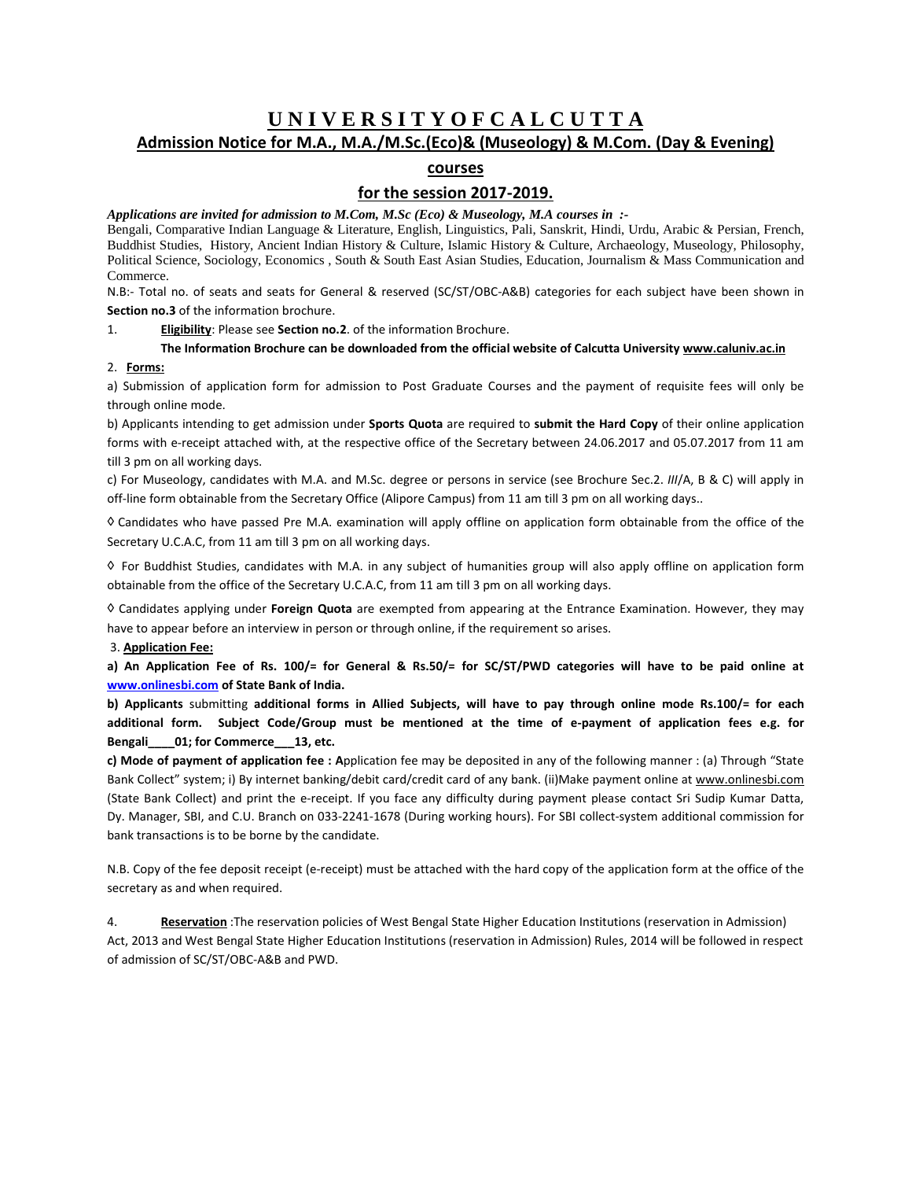# UNIVERSITY OF CALCUTTA

## Admission Notice for M.A., M.A./M.Sc.(Eco)& (Museology) & M.Com. (Day & Evening) courses

## for the session 2017-2019.

***Applications are invited for admission to M.Com, M.Sc (Eco) & Museology, M.A courses in :-***

Bengali, Comparative Indian Language & Literature, English, Linguistics, Pali, Sanskrit, Hindi, Urdu, Arabic & Persian, French, Buddhist Studies, History, Ancient Indian History & Culture, Islamic History & Culture, Archaeology, Museology, Philosophy, Political Science, Sociology, Economics , South & South East Asian Studies, Education, Journalism & Mass Communication and Commerce.

N.B:- Total no. of seats and seats for General & reserved (SC/ST/OBC-A&B) categories for each subject have been shown in **Section no.3** of the information brochure.

1. **Eligibility**: Please see **Section no.2**. of the information Brochure.

   **The Information Brochure can be downloaded from the official website of Calcutta University www.caluniv.ac.in**

2. **Forms:**

a) Submission of application form for admission to Post Graduate Courses and the payment of requisite fees will only be through online mode.

b) Applicants intending to get admission under **Sports Quota** are required to **submit the Hard Copy** of their online application forms with e-receipt attached with, at the respective office of the Secretary between 24.06.2017 and 05.07.2017 from 11 am till 3 pm on all working days.

c) For Museology, candidates with M.A. and M.Sc. degree or persons in service (see Brochure Sec.2. *III*/A, B & C) will apply in off-line form obtainable from the Secretary Office (Alipore Campus) from 11 am till 3 pm on all working days..

◊ Candidates who have passed Pre M.A. examination will apply offline on application form obtainable from the office of the Secretary U.C.A.C, from 11 am till 3 pm on all working days.

◊ For Buddhist Studies, candidates with M.A. in any subject of humanities group will also apply offline on application form obtainable from the office of the Secretary U.C.A.C, from 11 am till 3 pm on all working days.

◊ Candidates applying under **Foreign Quota** are exempted from appearing at the Entrance Examination. However, they may have to appear before an interview in person or through online, if the requirement so arises.

3. **Application Fee:**

**a) An Application Fee of Rs. 100/= for General & Rs.50/= for SC/ST/PWD categories will have to be paid online at www.onlinesbi.com of State Bank of India.**

**b) Applicants** submitting **additional forms in Allied Subjects, will have to pay through online mode Rs.100/= for each additional form. Subject Code/Group must be mentioned at the time of e-payment of application fees e.g. for Bengali\_\_\_\_01; for Commerce\_\_\_13, etc.**

**c) Mode of payment of application fee : A**pplication fee may be deposited in any of the following manner : (a) Through "State Bank Collect" system; i) By internet banking/debit card/credit card of any bank. (ii)Make payment online at www.onlinesbi.com (State Bank Collect) and print the e-receipt. If you face any difficulty during payment please contact Sri Sudip Kumar Datta, Dy. Manager, SBI, and C.U. Branch on 033-2241-1678 (During working hours). For SBI collect-system additional commission for bank transactions is to be borne by the candidate.

N.B. Copy of the fee deposit receipt (e-receipt) must be attached with the hard copy of the application form at the office of the secretary as and when required.

4. **Reservation** :The reservation policies of West Bengal State Higher Education Institutions (reservation in Admission) Act, 2013 and West Bengal State Higher Education Institutions (reservation in Admission) Rules, 2014 will be followed in respect of admission of SC/ST/OBC-A&B and PWD.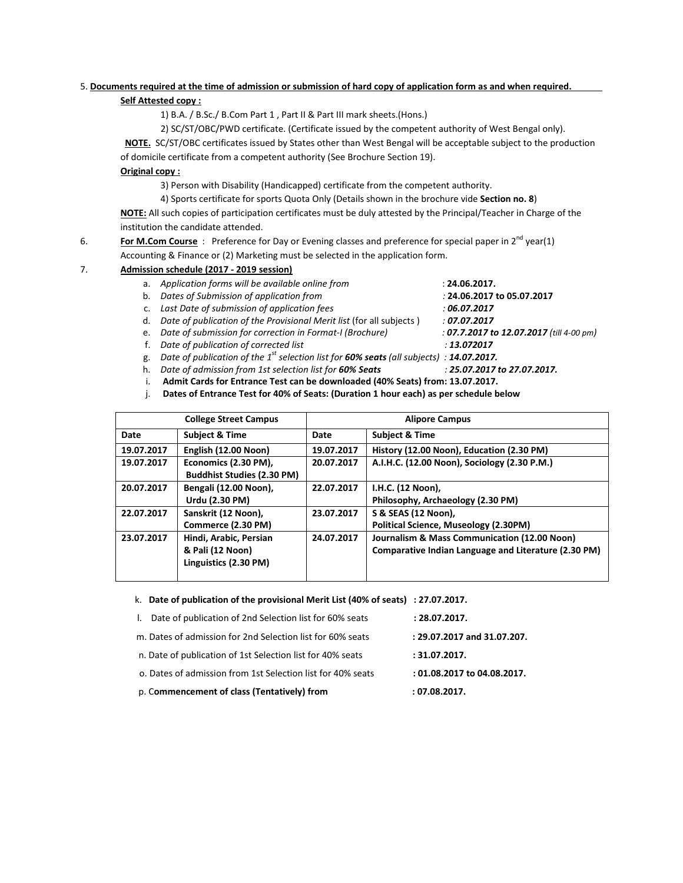5. **Documents required at the time of admission or submission of hard copy of application form as and when required.**

**Self Attested copy :**

1) B.A. / B.Sc./ B.Com Part 1 , Part II & Part III mark sheets.(Hons.)

2) SC/ST/OBC/PWD certificate. (Certificate issued by the competent authority of West Bengal only).

**NOTE.** SC/ST/OBC certificates issued by States other than West Bengal will be acceptable subject to the production of domicile certificate from a competent authority (See Brochure Section 19).

**Original copy :**

3) Person with Disability (Handicapped) certificate from the competent authority.

4) Sports certificate for sports Quota Only (Details shown in the brochure vide **Section no. 8**)

**NOTE:** All such copies of participation certificates must be duly attested by the Principal/Teacher in Charge of the institution the candidate attended.

6. **For M.Com Course** : Preference for Day or Evening classes and preference for special paper in 2nd year(1) Accounting & Finance or (2) Marketing must be selected in the application form.

7. **Admission schedule (2017 - 2019 session)**

a. *Application forms will be available online from* : **24.06.2017.**

b. *Dates of Submission of application from* : **24.06.2017 to 05.07.2017**

c. *Last Date of submission of application fees* : ***06.07.2017***

d. *Date of publication of the Provisional Merit list* (for all subjects ) : ***07.07.2017***

e. *Date of submission for correction in Format-I (Brochure)* : ***07.7.2017 to 12.07.2017*** *(till 4-00 pm)*

f. *Date of publication of corrected list* : ***13.072017***

g. *Date of publication of the 1st selection list for **60% seats** (all subjects)* : ***14.07.2017.***

h. *Date of admission from 1st selection list for **60% Seats*** : ***25.07.2017 to 27.07.2017.***

i. **Admit Cards for Entrance Test can be downloaded (40% Seats) from: 13.07.2017.**

j. **Dates of Entrance Test for 40% of Seats: (Duration 1 hour each) as per schedule below**

| **College Street Campus** | | **Alipore Campus** | |
|---|---|---|---|
| **Date** | **Subject & Time** | **Date** | **Subject & Time** |
| **19.07.2017** | **English (12.00 Noon)** | **19.07.2017** | **History (12.00 Noon), Education (2.30 PM)** |
| **19.07.2017** | **Economics (2.30 PM), Buddhist Studies (2.30 PM)** | **20.07.2017** | **A.I.H.C. (12.00 Noon), Sociology (2.30 P.M.)** |
| **20.07.2017** | **Bengali (12.00 Noon), Urdu (2.30 PM)** | **22.07.2017** | **I.H.C. (12 Noon), Philosophy, Archaeology (2.30 PM)** |
| **22.07.2017** | **Sanskrit (12 Noon), Commerce (2.30 PM)** | **23.07.2017** | **S & SEAS (12 Noon), Political Science, Museology (2.30PM)** |
| **23.07.2017** | **Hindi, Arabic, Persian & Pali (12 Noon) Linguistics (2.30 PM)** | **24.07.2017** | **Journalism & Mass Communication (12.00 Noon) Comparative Indian Language and Literature (2.30 PM)** |

k. **Date of publication of the provisional Merit List (40% of seats) : 27.07.2017.**

l. Date of publication of 2nd Selection list for 60% seats **: 28.07.2017.**

m. Dates of admission for 2nd Selection list for 60% seats **: 29.07.2017 and 31.07.207.**

n. Date of publication of 1st Selection list for 40% seats **: 31.07.2017.**

o. Dates of admission from 1st Selection list for 40% seats **: 01.08.2017 to 04.08.2017.**

p. C**ommencement of class (Tentatively) from** **: 07.08.2017.**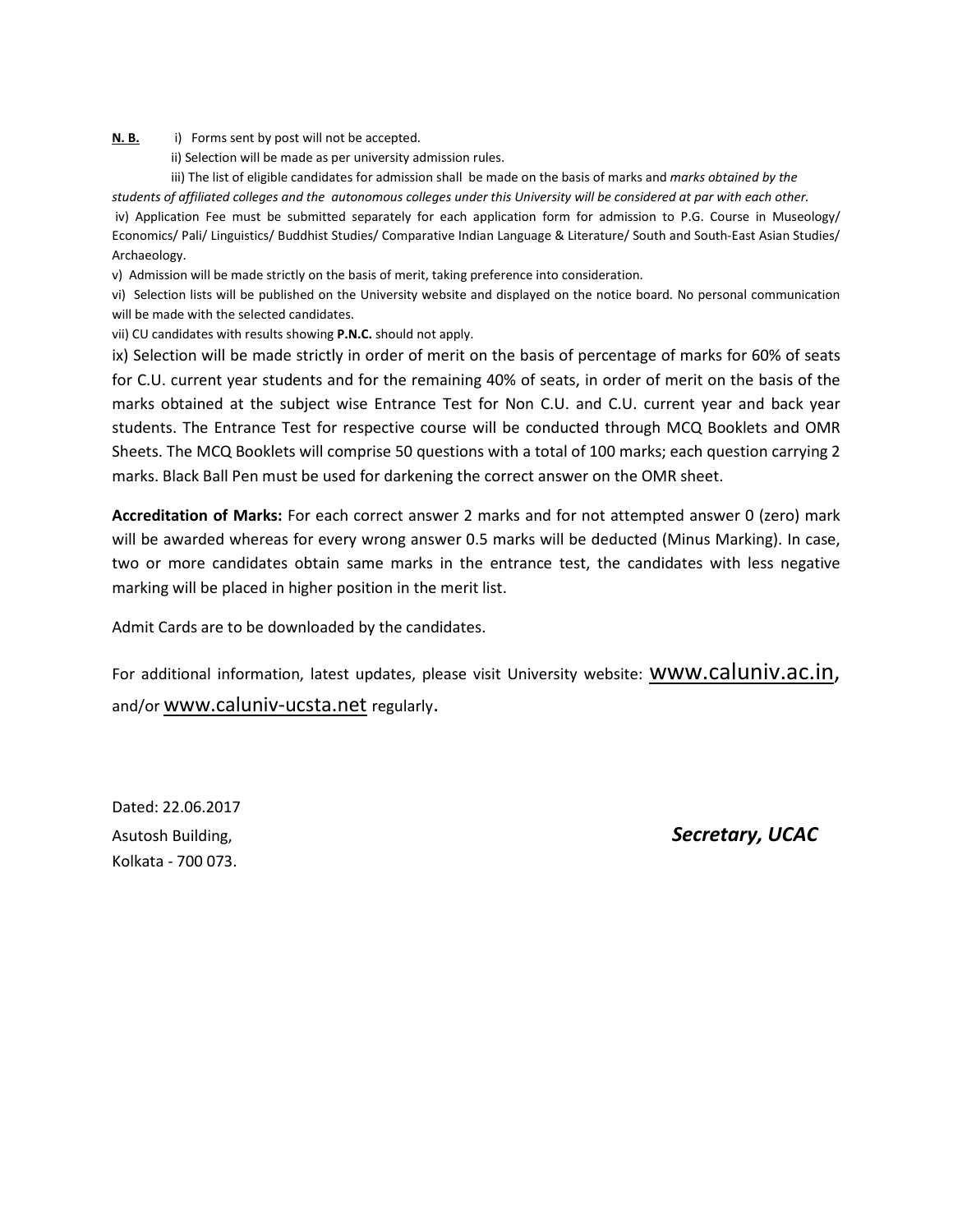**N. B.** i) Forms sent by post will not be accepted.

ii) Selection will be made as per university admission rules.

iii) The list of eligible candidates for admission shall be made on the basis of marks and *marks obtained by the students of affiliated colleges and the autonomous colleges under this University will be considered at par with each other.*

iv) Application Fee must be submitted separately for each application form for admission to P.G. Course in Museology/ Economics/ Pali/ Linguistics/ Buddhist Studies/ Comparative Indian Language & Literature/ South and South-East Asian Studies/ Archaeology.

v) Admission will be made strictly on the basis of merit, taking preference into consideration.

vi) Selection lists will be published on the University website and displayed on the notice board. No personal communication will be made with the selected candidates.

vii) CU candidates with results showing **P.N.C.** should not apply.

ix) Selection will be made strictly in order of merit on the basis of percentage of marks for 60% of seats for C.U. current year students and for the remaining 40% of seats, in order of merit on the basis of the marks obtained at the subject wise Entrance Test for Non C.U. and C.U. current year and back year students. The Entrance Test for respective course will be conducted through MCQ Booklets and OMR Sheets. The MCQ Booklets will comprise 50 questions with a total of 100 marks; each question carrying 2 marks. Black Ball Pen must be used for darkening the correct answer on the OMR sheet.

**Accreditation of Marks:** For each correct answer 2 marks and for not attempted answer 0 (zero) mark will be awarded whereas for every wrong answer 0.5 marks will be deducted (Minus Marking). In case, two or more candidates obtain same marks in the entrance test, the candidates with less negative marking will be placed in higher position in the merit list.

Admit Cards are to be downloaded by the candidates.

For additional information, latest updates, please visit University website: www.caluniv.ac.in, and/or www.caluniv-ucsta.net regularly.

Dated: 22.06.2017

Asutosh Building,

Kolkata - 700 073.

***Secretary, UCAC***